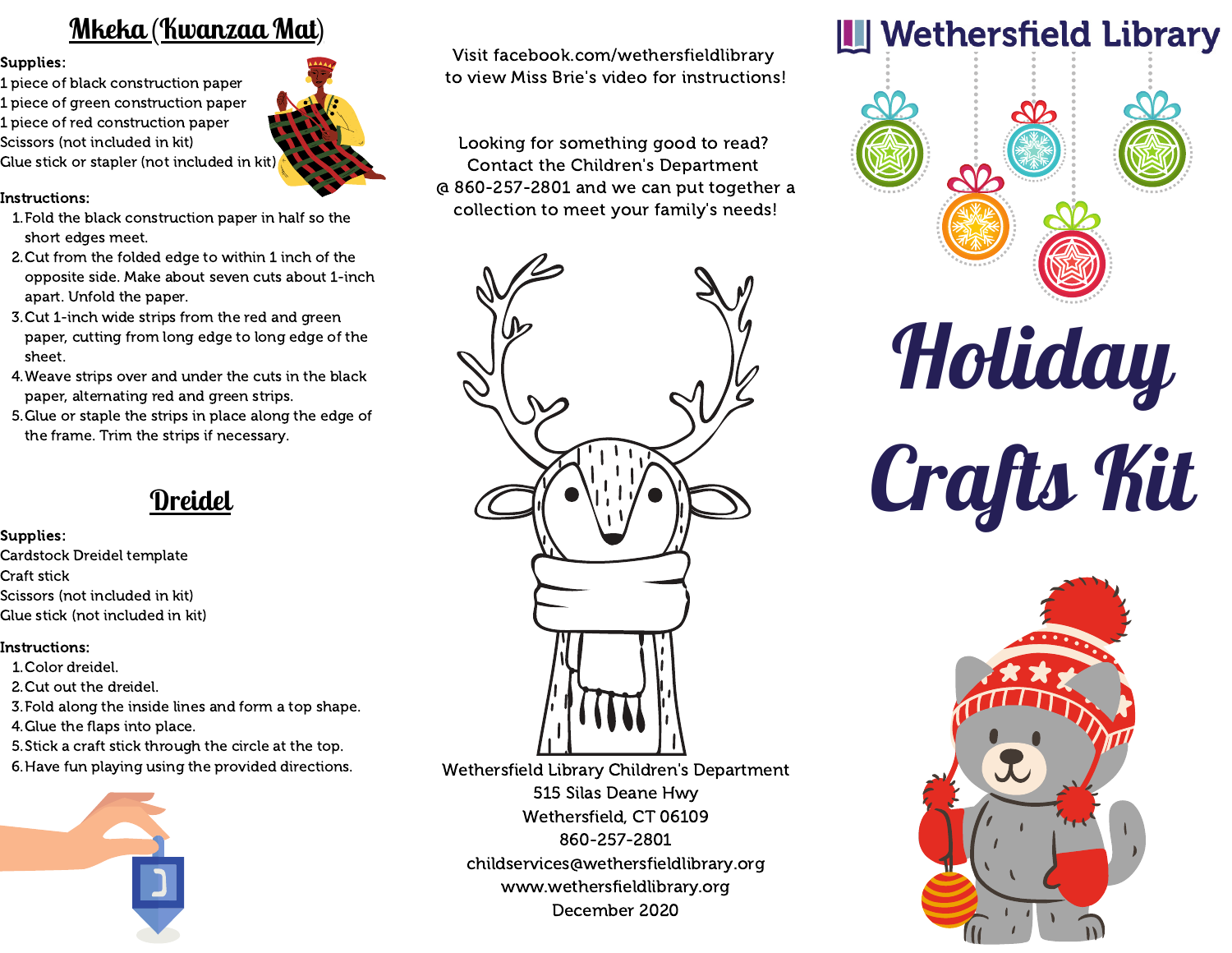## Mkeka (Kwanzaa Mat)

Supplies:
1 piece of black construction paper
1 piece of green construction paper
1 piece of red construction paper
Scissors (not included in kit)
Glue stick or stapler (not included in kit)

Instructions:

1. Fold the black construction paper in half so the short edges meet.
2. Cut from the folded edge to within 1 inch of the opposite side. Make about seven cuts about 1-inch apart. Unfold the paper.
3. Cut 1-inch wide strips from the red and green paper, cutting from long edge to long edge of the sheet.
4. Weave strips over and under the cuts in the black paper, alternating red and green strips.
5. Glue or staple the strips in place along the edge of the frame. Trim the strips if necessary.

## Dreidel

Supplies:
Cardstock Dreidel template
Craft stick
Scissors (not included in kit)
Glue stick (not included in kit)

Instructions:

1. Color dreidel.
2. Cut out the dreidel.
3. Fold along the inside lines and form a top shape.
4. Glue the flaps into place.
5. Stick a craft stick through the circle at the top.
6. Have fun playing using the provided directions.

Visit facebook.com/wethersfieldlibrary to view Miss Brie's video for instructions!

Looking for something good to read? Contact the Children's Department @ 860-257-2801 and we can put together a collection to meet your family's needs!

Wethersfield Library Children's Department
515 Silas Deane Hwy
Wethersfield, CT 06109
860-257-2801
childservices@wethersfieldlibrary.org
www.wethersfieldlibrary.org
December 2020

Wethersfield Library

# Holiday Crafts Kit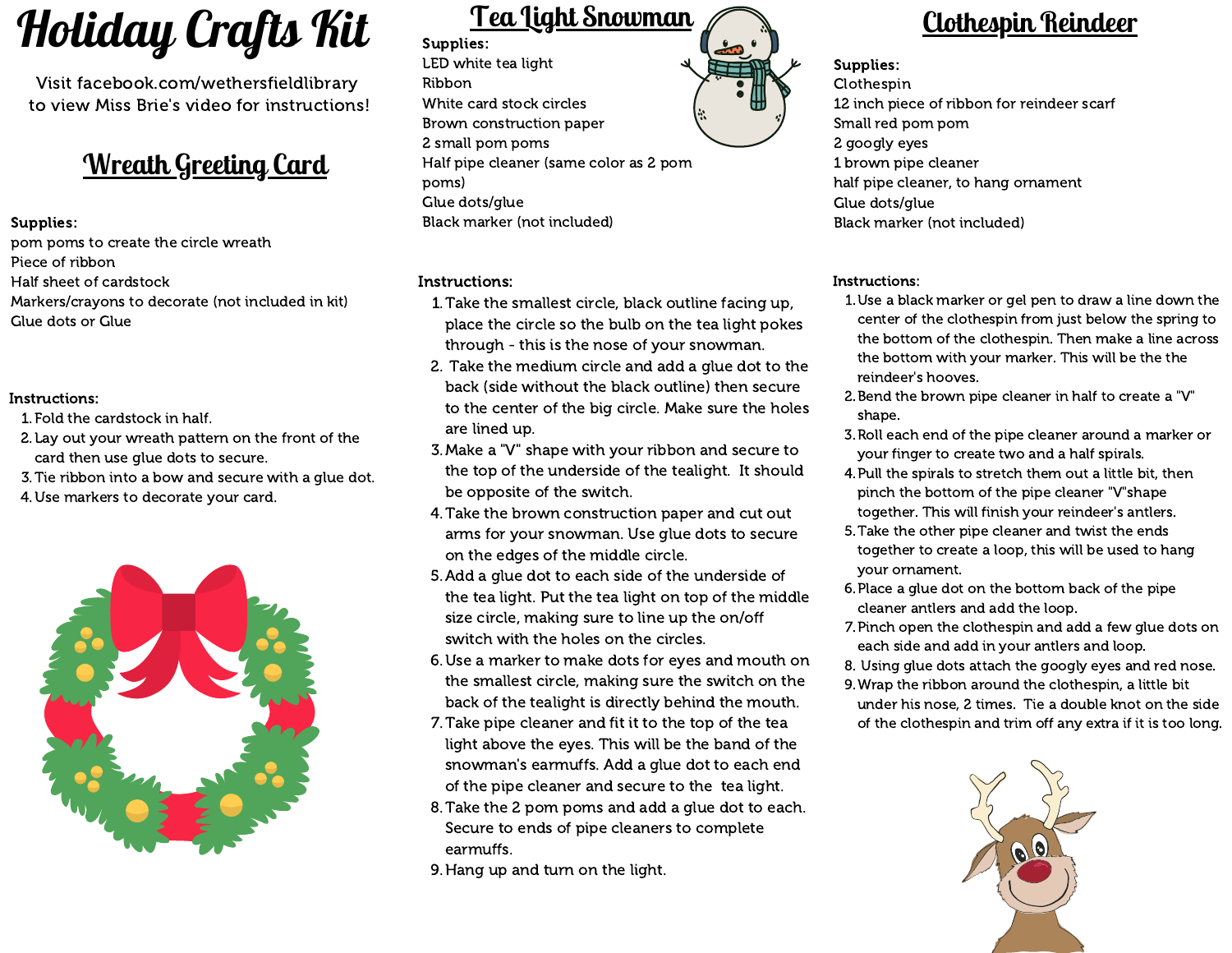# Holiday Crafts Kit

Visit facebook.com/wethersfieldlibrary to view Miss Brie's video for instructions!

## Wreath Greeting Card

**Supplies:**

pom poms to create the circle wreath
Piece of ribbon
Half sheet of cardstock
Markers/crayons to decorate (not included in kit)
Glue dots or Glue

**Instructions:**

1. Fold the cardstock in half.
2. Lay out your wreath pattern on the front of the card then use glue dots to secure.
3. Tie ribbon into a bow and secure with a glue dot.
4. Use markers to decorate your card.

## Tea Light Snowman

**Supplies:**

LED white tea light
Ribbon
White card stock circles
Brown construction paper
2 small pom poms
Half pipe cleaner (same color as 2 pom poms)
Glue dots/glue
Black marker (not included)

**Instructions:**

1. Take the smallest circle, black outline facing up, place the circle so the bulb on the tea light pokes through - this is the nose of your snowman.
2. Take the medium circle and add a glue dot to the back (side without the black outline) then secure to the center of the big circle. Make sure the holes are lined up.
3. Make a "V" shape with your ribbon and secure to the top of the underside of the tealight. It should be opposite of the switch.
4. Take the brown construction paper and cut out arms for your snowman. Use glue dots to secure on the edges of the middle circle.
5. Add a glue dot to each side of the underside of the tea light. Put the tea light on top of the middle size circle, making sure to line up the on/off switch with the holes on the circles.
6. Use a marker to make dots for eyes and mouth on the smallest circle, making sure the switch on the back of the tealight is directly behind the mouth.
7. Take pipe cleaner and fit it to the top of the tea light above the eyes. This will be the band of the snowman's earmuffs. Add a glue dot to each end of the pipe cleaner and secure to the tea light.
8. Take the 2 pom poms and add a glue dot to each. Secure to ends of pipe cleaners to complete earmuffs.
9. Hang up and turn on the light.

## Clothespin Reindeer

**Supplies:**

Clothespin
12 inch piece of ribbon for reindeer scarf
Small red pom pom
2 googly eyes
1 brown pipe cleaner
half pipe cleaner, to hang ornament
Glue dots/glue
Black marker (not included)

**Instructions:**

1. Use a black marker or gel pen to draw a line down the center of the clothespin from just below the spring to the bottom of the clothespin. Then make a line across the bottom with your marker. This will be the the reindeer's hooves.
2. Bend the brown pipe cleaner in half to create a "V" shape.
3. Roll each end of the pipe cleaner around a marker or your finger to create two and a half spirals.
4. Pull the spirals to stretch them out a little bit, then pinch the bottom of the pipe cleaner "V"shape together. This will finish your reindeer's antlers.
5. Take the other pipe cleaner and twist the ends together to create a loop, this will be used to hang your ornament.
6. Place a glue dot on the bottom back of the pipe cleaner antlers and add the loop.
7. Pinch open the clothespin and add a few glue dots on each side and add in your antlers and loop.
8. Using glue dots attach the googly eyes and red nose.
9. Wrap the ribbon around the clothespin, a little bit under his nose, 2 times. Tie a double knot on the side of the clothespin and trim off any extra if it is too long.